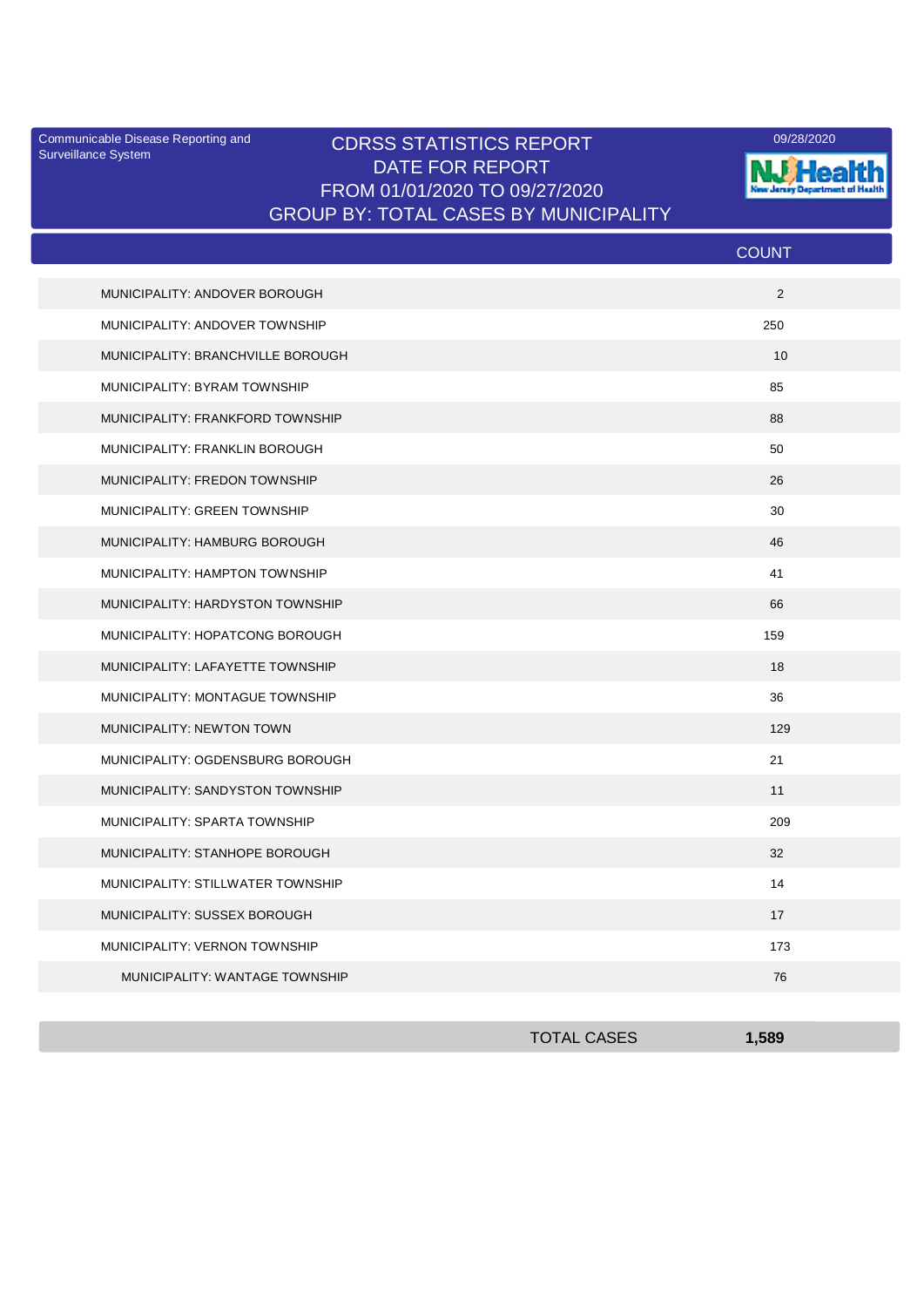Communicable Disease Reporting and Surveillance System

# CDRSS STATISTICS REPORT
## DATE FOR REPORT
## FROM 01/01/2020 TO 09/27/2020
## GROUP BY: TOTAL CASES BY MUNICIPALITY

09/28/2020

NJ Health — New Jersey Department of Health

| | COUNT |
|---|---|
| MUNICIPALITY: ANDOVER BOROUGH | 2 |
| MUNICIPALITY: ANDOVER TOWNSHIP | 250 |
| MUNICIPALITY: BRANCHVILLE BOROUGH | 10 |
| MUNICIPALITY: BYRAM TOWNSHIP | 85 |
| MUNICIPALITY: FRANKFORD TOWNSHIP | 88 |
| MUNICIPALITY: FRANKLIN BOROUGH | 50 |
| MUNICIPALITY: FREDON TOWNSHIP | 26 |
| MUNICIPALITY: GREEN TOWNSHIP | 30 |
| MUNICIPALITY: HAMBURG BOROUGH | 46 |
| MUNICIPALITY: HAMPTON TOWNSHIP | 41 |
| MUNICIPALITY: HARDYSTON TOWNSHIP | 66 |
| MUNICIPALITY: HOPATCONG BOROUGH | 159 |
| MUNICIPALITY: LAFAYETTE TOWNSHIP | 18 |
| MUNICIPALITY: MONTAGUE TOWNSHIP | 36 |
| MUNICIPALITY: NEWTON TOWN | 129 |
| MUNICIPALITY: OGDENSBURG BOROUGH | 21 |
| MUNICIPALITY: SANDYSTON TOWNSHIP | 11 |
| MUNICIPALITY: SPARTA TOWNSHIP | 209 |
| MUNICIPALITY: STANHOPE BOROUGH | 32 |
| MUNICIPALITY: STILLWATER TOWNSHIP | 14 |
| MUNICIPALITY: SUSSEX BOROUGH | 17 |
| MUNICIPALITY: VERNON TOWNSHIP | 173 |
| MUNICIPALITY: WANTAGE TOWNSHIP | 76 |
| **TOTAL CASES** | **1,589** |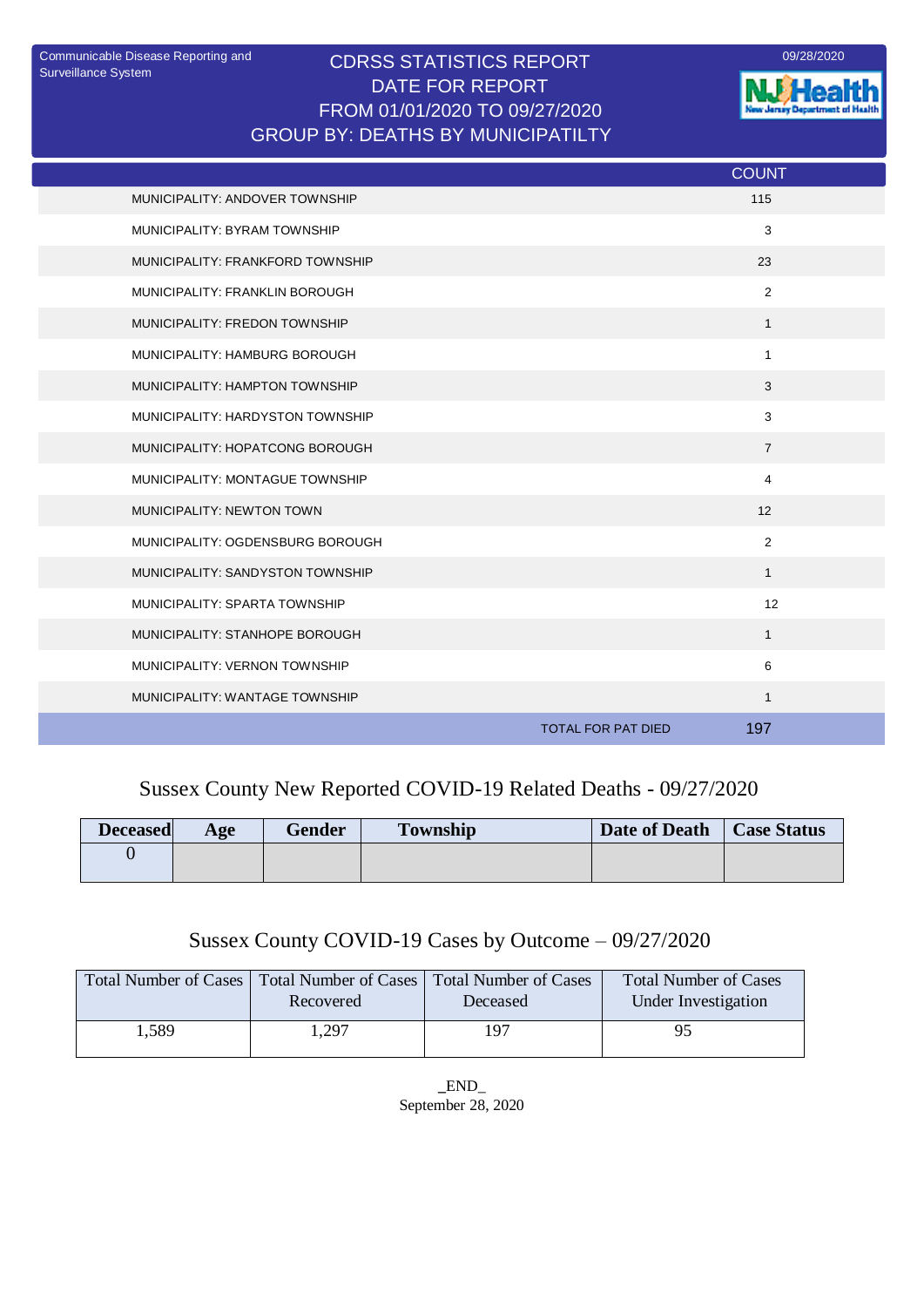Communicable Disease Reporting and Surveillance System

# CDRSS STATISTICS REPORT
# DATE FOR REPORT
# FROM 01/01/2020 TO 09/27/2020
# GROUP BY: DEATHS BY MUNICIPATILTY

09/28/2020

| | COUNT |
|---|---|
| MUNICIPALITY: ANDOVER TOWNSHIP | 115 |
| MUNICIPALITY: BYRAM TOWNSHIP | 3 |
| MUNICIPALITY: FRANKFORD TOWNSHIP | 23 |
| MUNICIPALITY: FRANKLIN BOROUGH | 2 |
| MUNICIPALITY: FREDON TOWNSHIP | 1 |
| MUNICIPALITY: HAMBURG BOROUGH | 1 |
| MUNICIPALITY: HAMPTON TOWNSHIP | 3 |
| MUNICIPALITY: HARDYSTON TOWNSHIP | 3 |
| MUNICIPALITY: HOPATCONG BOROUGH | 7 |
| MUNICIPALITY: MONTAGUE TOWNSHIP | 4 |
| MUNICIPALITY: NEWTON TOWN | 12 |
| MUNICIPALITY: OGDENSBURG BOROUGH | 2 |
| MUNICIPALITY: SANDYSTON TOWNSHIP | 1 |
| MUNICIPALITY: SPARTA TOWNSHIP | 12 |
| MUNICIPALITY: STANHOPE BOROUGH | 1 |
| MUNICIPALITY: VERNON TOWNSHIP | 6 |
| MUNICIPALITY: WANTAGE TOWNSHIP | 1 |
| TOTAL FOR PAT DIED | 197 |

## Sussex County New Reported COVID-19 Related Deaths - 09/27/2020

| Deceased | Age | Gender | Township | Date of Death | Case Status |
|---|---|---|---|---|---|
| 0 | | | | | |

## Sussex County COVID-19 Cases by Outcome – 09/27/2020

| Total Number of Cases | Total Number of Cases Recovered | Total Number of Cases Deceased | Total Number of Cases Under Investigation |
|---|---|---|---|
| 1,589 | 1,297 | 197 | 95 |

_END_
September 28, 2020